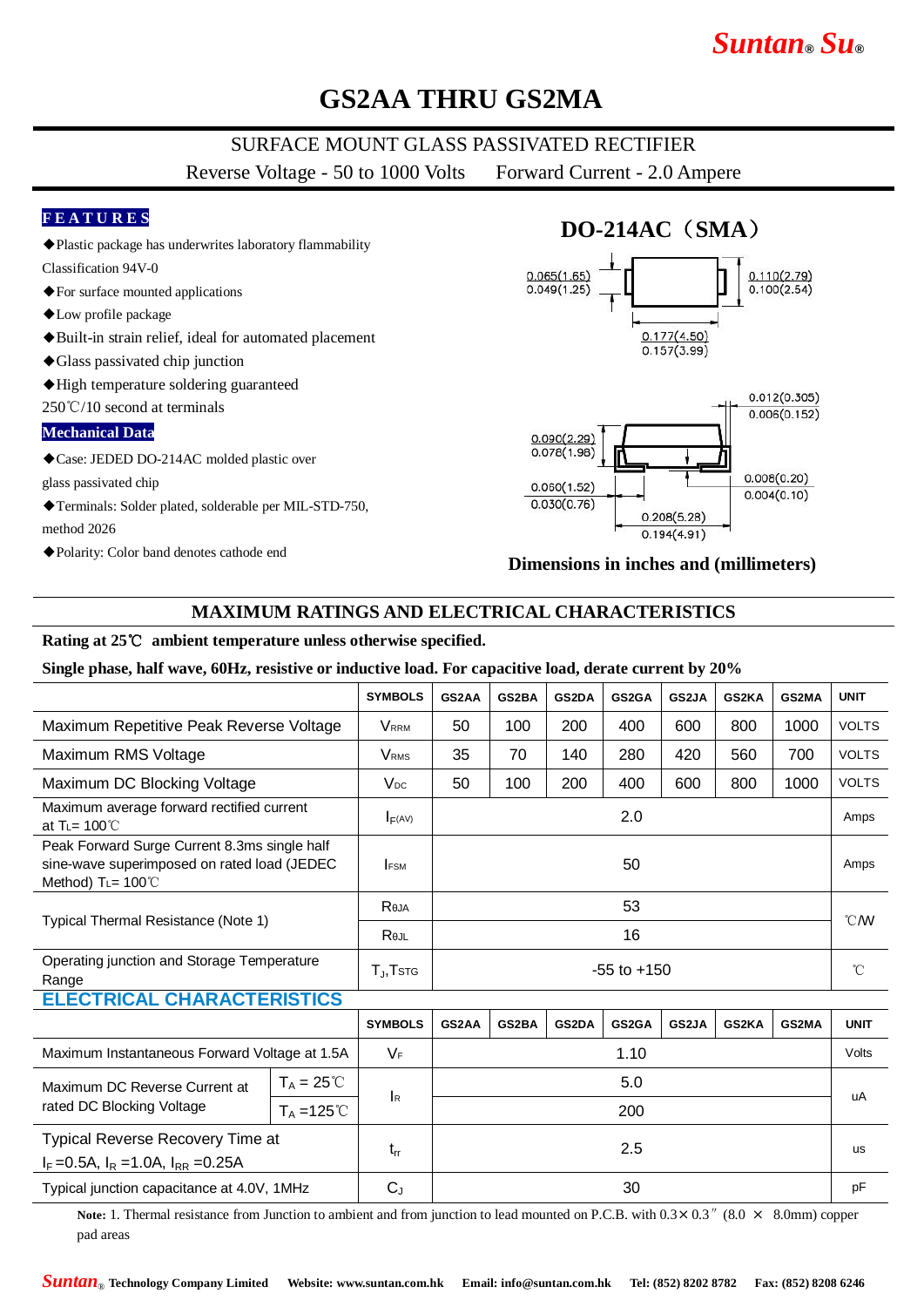# GS2AA THRU GS2MA

SURFACE MOUNT GLASS PASSIVATED RECTIFIER

Reverse Voltage - 50 to 1000 Volts    Forward Current - 2.0 Ampere

**FEATURES**

- ◆Plastic package has underwrites laboratory flammability Classification 94V-0
- ◆For surface mounted applications
- ◆Low profile package
- ◆Built-in strain relief, ideal for automated placement
- ◆Glass passivated chip junction
- ◆High temperature soldering guaranteed 250℃/10 second at terminals

**Mechanical Data**

- ◆Case: JEDEC DO-214AC molded plastic over glass passivated chip
- ◆Terminals: Solder plated, solderable per MIL-STD-750, method 2026
- ◆Polarity: Color band denotes cathode end

**DO-214AC（SMA）**

0.065(1.65) / 0.049(1.25)
0.110(2.79) / 0.100(2.54)
0.177(4.50) / 0.157(3.99)
0.012(0.305) / 0.006(0.152)
0.090(2.29) / 0.078(1.98)
0.060(1.52) / 0.030(0.76)
0.008(0.20) / 0.004(0.10)
0.208(5.28) / 0.194(4.91)

**Dimensions in inches and (millimeters)**

## MAXIMUM RATINGS AND ELECTRICAL CHARACTERISTICS

**Rating at 25℃ ambient temperature unless otherwise specified.**

**Single phase, half wave, 60Hz, resistive or inductive load. For capacitive load, derate current by 20%**

| | SYMBOLS | GS2AA | GS2BA | GS2DA | GS2GA | GS2JA | GS2KA | GS2MA | UNIT |
|---|---|---|---|---|---|---|---|---|---|
| Maximum Repetitive Peak Reverse Voltage | $V_{RRM}$ | 50 | 100 | 200 | 400 | 600 | 800 | 1000 | VOLTS |
| Maximum RMS Voltage | $V_{RMS}$ | 35 | 70 | 140 | 280 | 420 | 560 | 700 | VOLTS |
| Maximum DC Blocking Voltage | $V_{DC}$ | 50 | 100 | 200 | 400 | 600 | 800 | 1000 | VOLTS |
| Maximum average forward rectified current at $T_L$= 100℃ | $I_{F(AV)}$ | 2.0 | | | | | | | Amps |
| Peak Forward Surge Current 8.3ms single half sine-wave superimposed on rated load (JEDEC Method) $T_L$= 100℃ | $I_{FSM}$ | 50 | | | | | | | Amps |
| Typical Thermal Resistance (Note 1) | $R_{\theta JA}$ | 53 | | | | | | | ℃/W |
| | $R_{\theta JL}$ | 16 | | | | | | | ℃/W |
| Operating junction and Storage Temperature Range | $T_J$,$T_{STG}$ | -55 to +150 | | | | | | | ℃ |

## ELECTRICAL CHARACTERISTICS

| | | SYMBOLS | GS2AA | GS2BA | GS2DA | GS2GA | GS2JA | GS2KA | GS2MA | UNIT |
|---|---|---|---|---|---|---|---|---|---|---|
| Maximum Instantaneous Forward Voltage at 1.5A | | $V_F$ | 1.10 | | | | | | | Volts |
| Maximum DC Reverse Current at rated DC Blocking Voltage | $T_A$ = 25℃ | $I_R$ | 5.0 | | | | | | | uA |
| | $T_A$ =125℃ | | 200 | | | | | | | uA |
| Typical Reverse Recovery Time at $I_F$=0.5A, $I_R$ =1.0A, $I_{RR}$ =0.25A | | $t_{rr}$ | 2.5 | | | | | | | us |
| Typical junction capacitance at 4.0V, 1MHz | | $C_J$ | 30 | | | | | | | pF |

**Note:** 1. Thermal resistance from Junction to ambient and from junction to lead mounted on P.C.B. with 0.3× 0.3″ (8.0 × 8.0mm) copper pad areas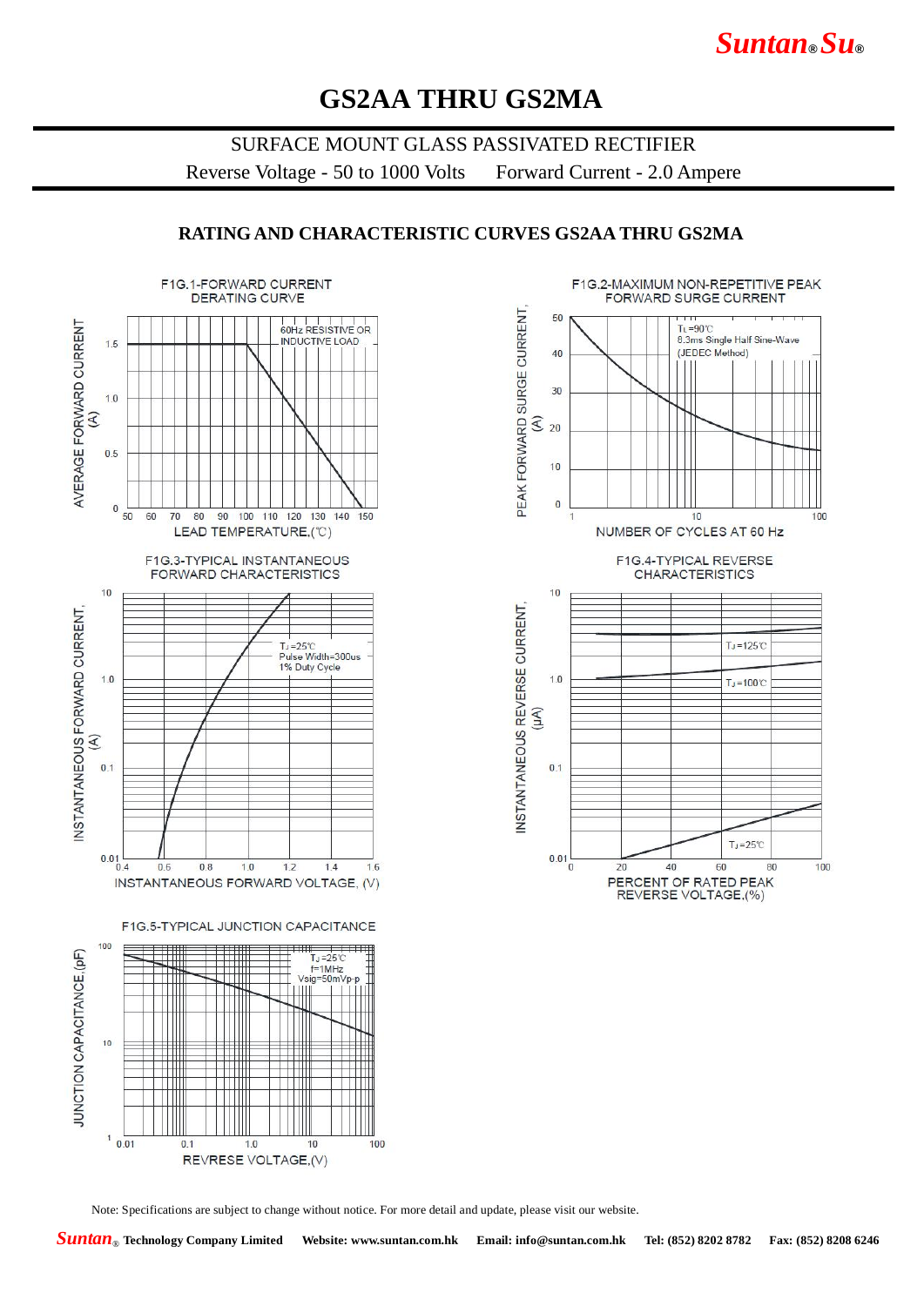# GS2AA THRU GS2MA

SURFACE MOUNT GLASS PASSIVATED RECTIFIER

Reverse Voltage - 50 to 1000 Volts     Forward Current - 2.0 Ampere

## RATING AND CHARACTERISTIC CURVES GS2AA THRU GS2MA

F1G.1-FORWARD CURRENT DERATING CURVE

AVERAGE FORWARD CURRENT (A)

1.5
1.0
0.5
0

60Hz RESISTIVE OR INDUCTIVE LOAD

50 60 70 80 90 100 110 120 130 140 150

LEAD TEMPERATURE,(℃)

F1G.2-MAXIMUM NON-REPETITIVE PEAK FORWARD SURGE CURRENT

PEAK FORWARD SURGE CURRENT, (A)

50
40
30
20
10
0

$T_L$=90℃
8.3ms Single Half Sine-Wave
(JEDEC Method)

1 10 100

NUMBER OF CYCLES AT 60 Hz

F1G.3-TYPICAL INSTANTANEOUS FORWARD CHARACTERISTICS

INSTANTANEOUS FORWARD CURRENT, (A)

10
1.0
0.1
0.01

$T_J$=25℃
Pulse Width=300us
1% Duty Cycle

0.4 0.6 0.8 1.0 1.2 1.4 1.6

INSTANTANEOUS FORWARD VOLTAGE, (V)

F1G.4-TYPICAL REVERSE CHARACTERISTICS

INSTANTANEOUS REVERSE CURRENT, (μA)

10
1.0
0.1
0.01

$T_J$=125℃
$T_J$=100℃
$T_J$=25℃

0 20 40 60 80 100

PERCENT OF RATED PEAK REVERSE VOLTAGE,(%)

F1G.5-TYPICAL JUNCTION CAPACITANCE

JUNCTION CAPACITANCE,(pF)

100
10
1

$T_J$=25℃
f=1MHz
Vsig=50mVp-p

0.01 0.1 1.0 10 100

REVRESE VOLTAGE,(V)

Note: Specifications are subject to change without notice. For more detail and update, please visit our website.

**Suntan® Technology Company Limited   Website: www.suntan.com.hk   Email: info@suntan.com.hk   Tel: (852) 8202 8782   Fax: (852) 8208 6246**